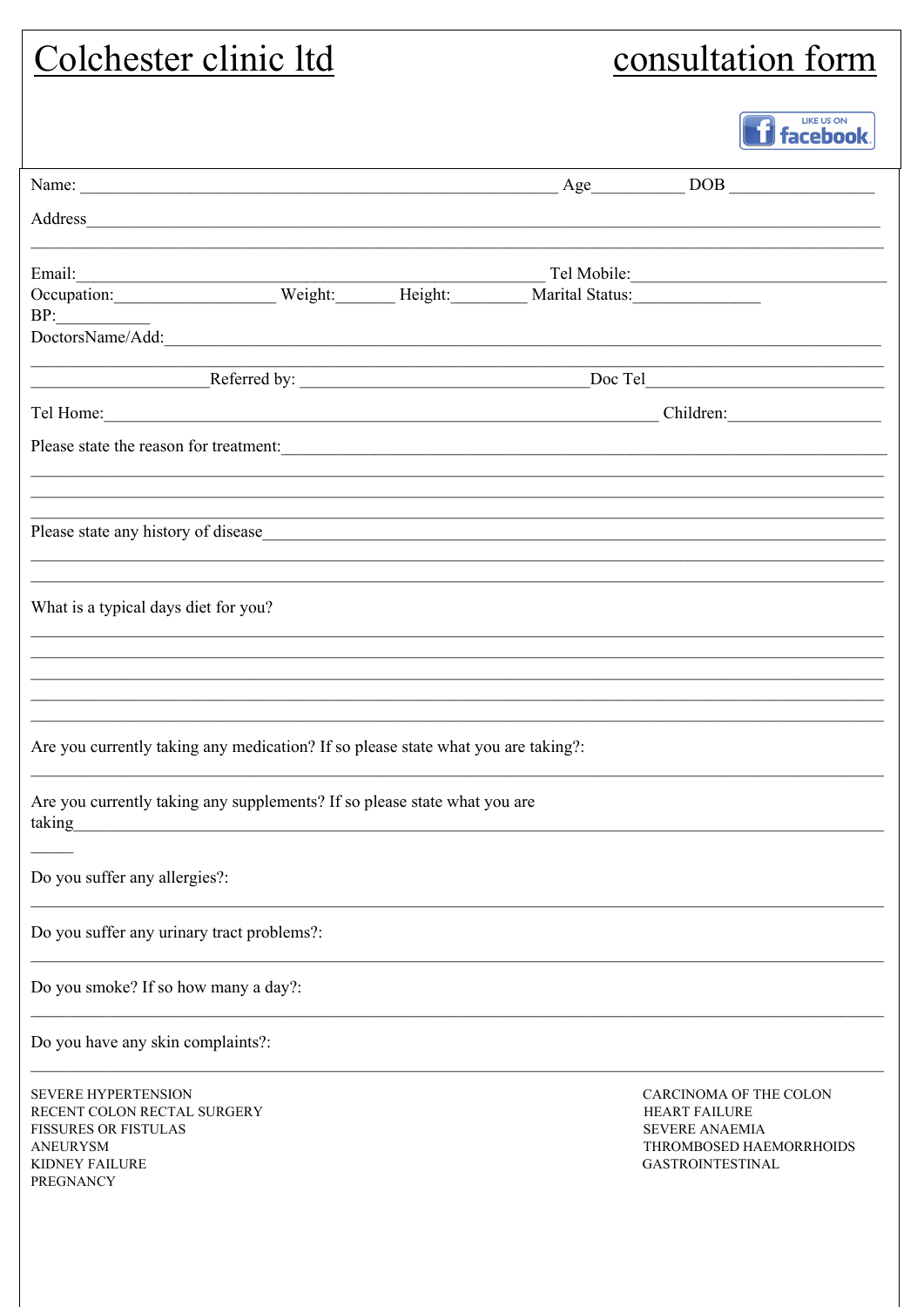# Colchester clinic ltd — consultation form

LIKE US ON facebook

Name: ______________________________________________ Age__________ DOB ________________

Address_____________________________________________________________________________

_____________________________________________________________________________________

Email:_____________________________________________ Tel Mobile:___________________________

Occupation:__________________ Weight:_______ Height:________ Marital Status:______________

BP:___________

DoctorsName/Add:_____________________________________________________________________

_____________________________________________________________________________________

____________________Referred by: _________________________________Doc Tel__________________________

Tel Home:_______________________________________________________________ Children:_________________

Please state the reason for treatment:_________________________________________________________

_____________________________________________________________________________________

_____________________________________________________________________________________

_____________________________________________________________________________________

Please state any history of disease_____________________________________________________________

_____________________________________________________________________________________

_____________________________________________________________________________________

What is a typical days diet for you?

_____________________________________________________________________________________

_____________________________________________________________________________________

_____________________________________________________________________________________

_____________________________________________________________________________________

_____________________________________________________________________________________

Are you currently taking any medication? If so please state what you are taking?:

_____________________________________________________________________________________

Are you currently taking any supplements? If so please state what you are taking_______________________________________________________________________________

_____

Do you suffer any allergies?:

_____________________________________________________________________________________

Do you suffer any urinary tract problems?:

_____________________________________________________________________________________

Do you smoke? If so how many a day?:

_____________________________________________________________________________________

Do you have any skin complaints?:

_____________________________________________________________________________________

SEVERE HYPERTENSION
RECENT COLON RECTAL SURGERY
FISSURES OR FISTULAS
ANEURYSM
KIDNEY FAILURE
PREGNANCY

CARCINOMA OF THE COLON
HEART FAILURE
SEVERE ANAEMIA
THROMBOSED HAEMORRHOIDS
GASTROINTESTINAL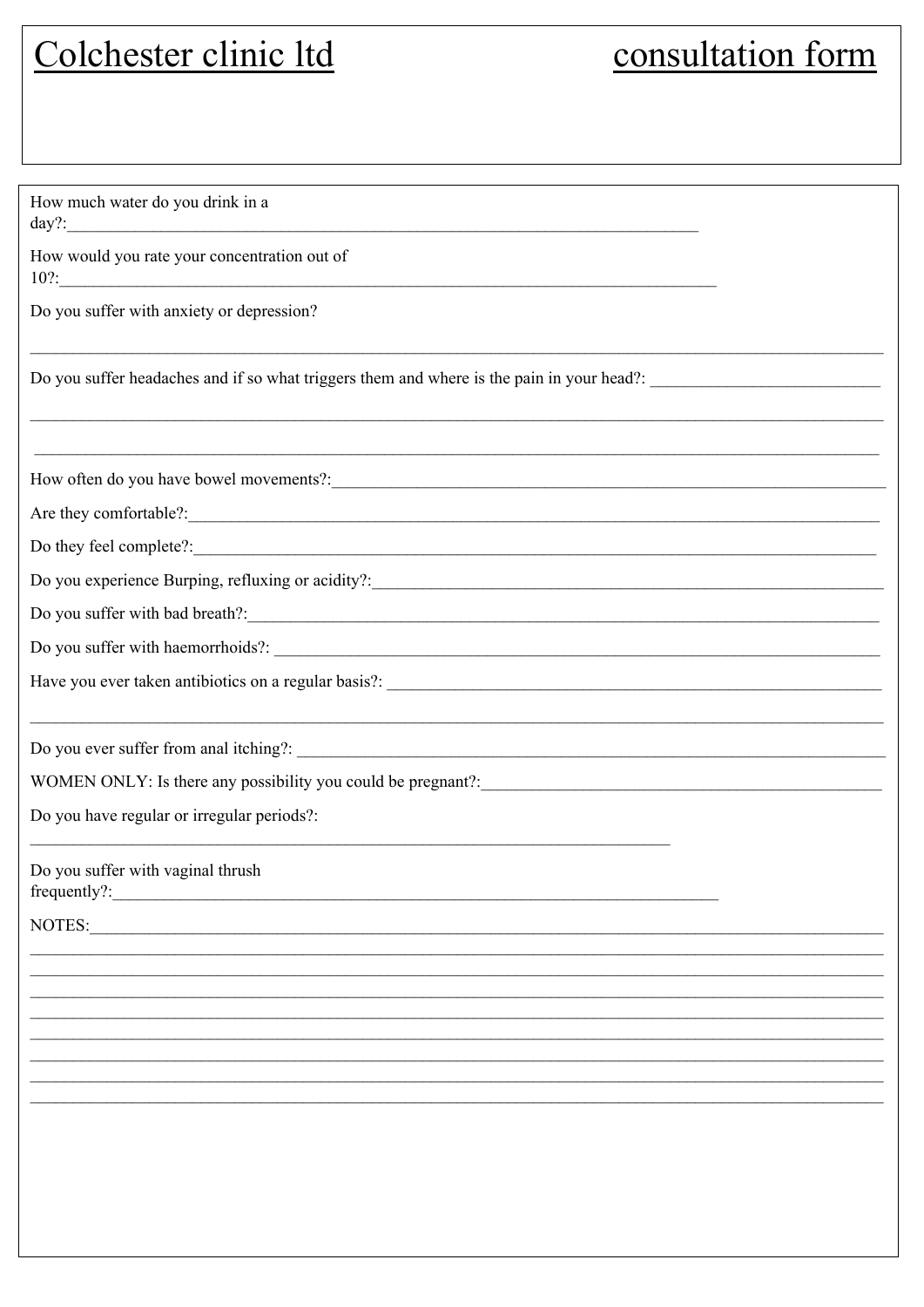# Colchester clinic ltd consultation form

How much water do you drink in a day?:

How would you rate your concentration out of 10?:

Do you suffer with anxiety or depression?

Do you suffer headaches and if so what triggers them and where is the pain in your head?:

How often do you have bowel movements?:

Are they comfortable?:

Do they feel complete?:

Do you experience Burping, refluxing or acidity?:

Do you suffer with bad breath?:

Do you suffer with haemorrhoids?:

Have you ever taken antibiotics on a regular basis?:

Do you ever suffer from anal itching?:

WOMEN ONLY: Is there any possibility you could be pregnant?:

Do you have regular or irregular periods?:

Do you suffer with vaginal thrush frequently?:

NOTES: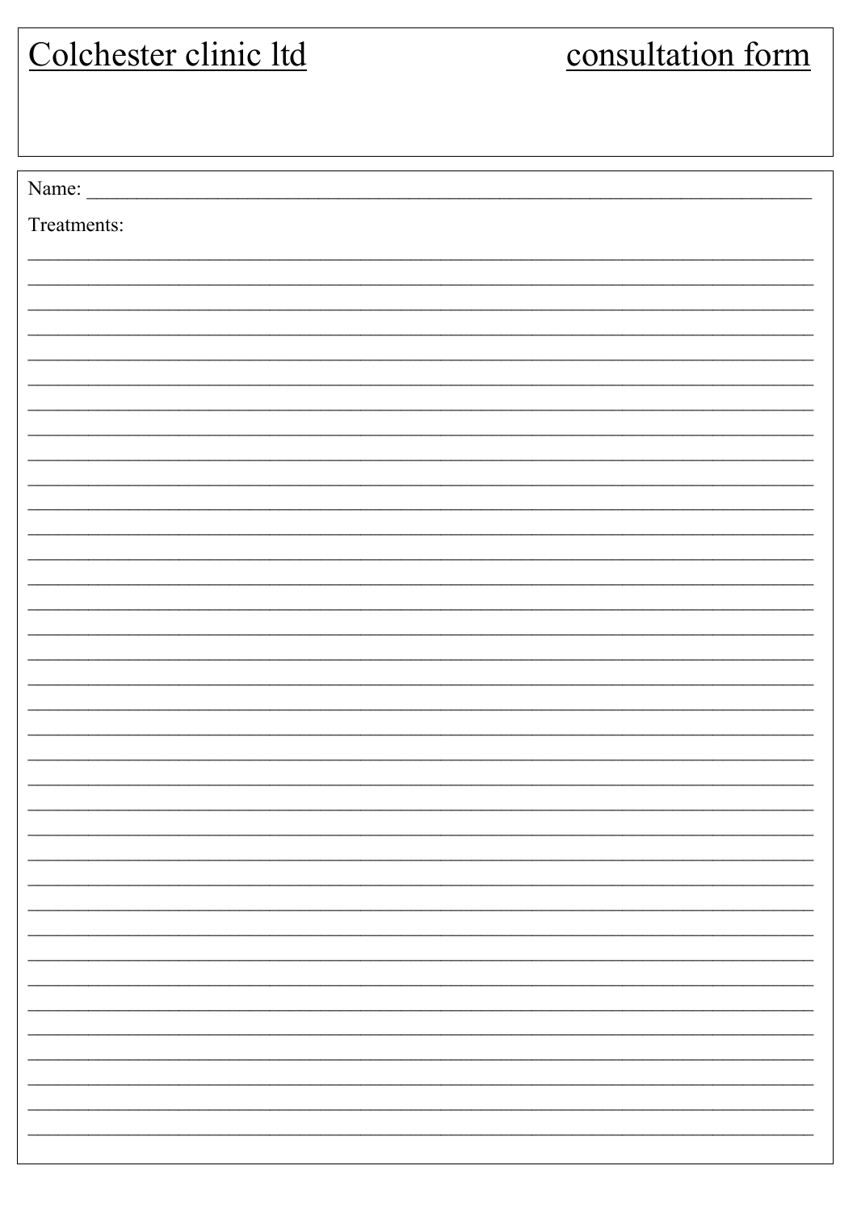Colchester clinic ltd consultation form

Name: ____________________________________________________________________________

Treatments:

____________________________________________________________________________
____________________________________________________________________________
____________________________________________________________________________
____________________________________________________________________________
____________________________________________________________________________
____________________________________________________________________________
____________________________________________________________________________
____________________________________________________________________________
____________________________________________________________________________
____________________________________________________________________________
____________________________________________________________________________
____________________________________________________________________________
____________________________________________________________________________
____________________________________________________________________________
____________________________________________________________________________
____________________________________________________________________________
____________________________________________________________________________
____________________________________________________________________________
____________________________________________________________________________
____________________________________________________________________________
____________________________________________________________________________
____________________________________________________________________________
____________________________________________________________________________
____________________________________________________________________________
____________________________________________________________________________
____________________________________________________________________________
____________________________________________________________________________
____________________________________________________________________________
____________________________________________________________________________
____________________________________________________________________________
____________________________________________________________________________
____________________________________________________________________________
____________________________________________________________________________
____________________________________________________________________________
____________________________________________________________________________
____________________________________________________________________________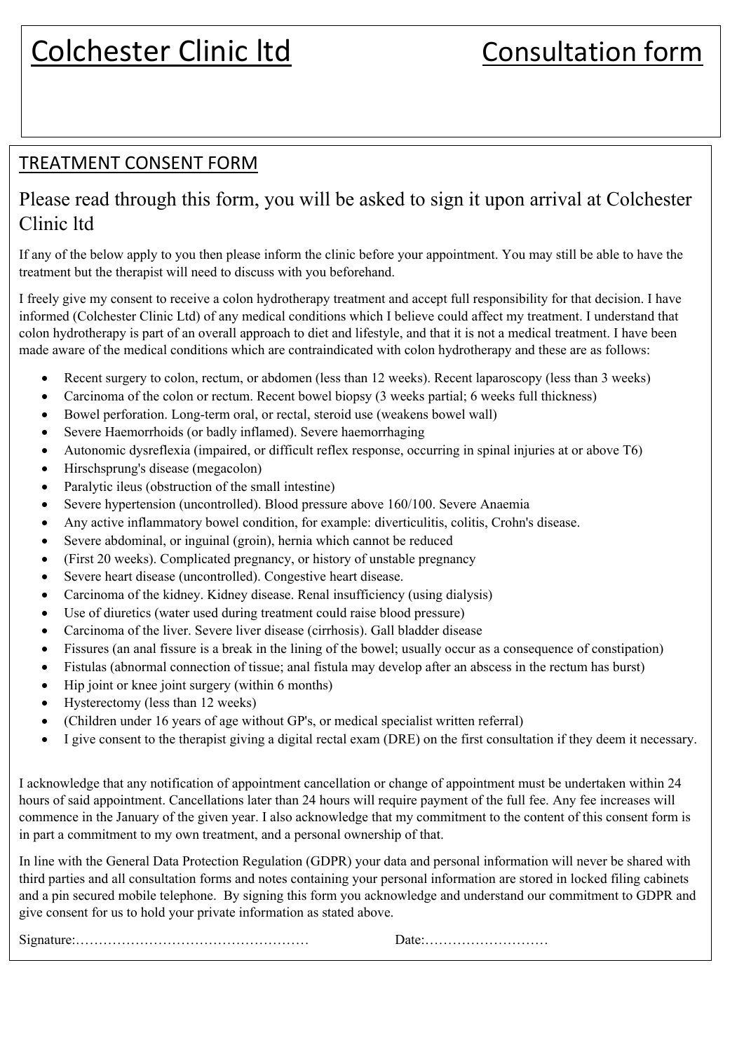# Colchester Clinic ltd Consultation form

## TREATMENT CONSENT FORM

### Please read through this form, you will be asked to sign it upon arrival at Colchester Clinic ltd

If any of the below apply to you then please inform the clinic before your appointment. You may still be able to have the treatment but the therapist will need to discuss with you beforehand.

I freely give my consent to receive a colon hydrotherapy treatment and accept full responsibility for that decision. I have informed (Colchester Clinic Ltd) of any medical conditions which I believe could affect my treatment. I understand that colon hydrotherapy is part of an overall approach to diet and lifestyle, and that it is not a medical treatment. I have been made aware of the medical conditions which are contraindicated with colon hydrotherapy and these are as follows:

- Recent surgery to colon, rectum, or abdomen (less than 12 weeks). Recent laparoscopy (less than 3 weeks)
- Carcinoma of the colon or rectum. Recent bowel biopsy (3 weeks partial; 6 weeks full thickness)
- Bowel perforation. Long-term oral, or rectal, steroid use (weakens bowel wall)
- Severe Haemorrhoids (or badly inflamed). Severe haemorrhaging
- Autonomic dysreflexia (impaired, or difficult reflex response, occurring in spinal injuries at or above T6)
- Hirschsprung's disease (megacolon)
- Paralytic ileus (obstruction of the small intestine)
- Severe hypertension (uncontrolled). Blood pressure above 160/100. Severe Anaemia
- Any active inflammatory bowel condition, for example: diverticulitis, colitis, Crohn's disease.
- Severe abdominal, or inguinal (groin), hernia which cannot be reduced
- (First 20 weeks). Complicated pregnancy, or history of unstable pregnancy
- Severe heart disease (uncontrolled). Congestive heart disease.
- Carcinoma of the kidney. Kidney disease. Renal insufficiency (using dialysis)
- Use of diuretics (water used during treatment could raise blood pressure)
- Carcinoma of the liver. Severe liver disease (cirrhosis). Gall bladder disease
- Fissures (an anal fissure is a break in the lining of the bowel; usually occur as a consequence of constipation)
- Fistulas (abnormal connection of tissue; anal fistula may develop after an abscess in the rectum has burst)
- Hip joint or knee joint surgery (within 6 months)
- Hysterectomy (less than 12 weeks)
- (Children under 16 years of age without GP's, or medical specialist written referral)
- I give consent to the therapist giving a digital rectal exam (DRE) on the first consultation if they deem it necessary.

I acknowledge that any notification of appointment cancellation or change of appointment must be undertaken within 24 hours of said appointment. Cancellations later than 24 hours will require payment of the full fee. Any fee increases will commence in the January of the given year. I also acknowledge that my commitment to the content of this consent form is in part a commitment to my own treatment, and a personal ownership of that.

In line with the General Data Protection Regulation (GDPR) your data and personal information will never be shared with third parties and all consultation forms and notes containing your personal information are stored in locked filing cabinets and a pin secured mobile telephone. By signing this form you acknowledge and understand our commitment to GDPR and give consent for us to hold your private information as stated above.

Signature:…………………………………………… Date:………………………